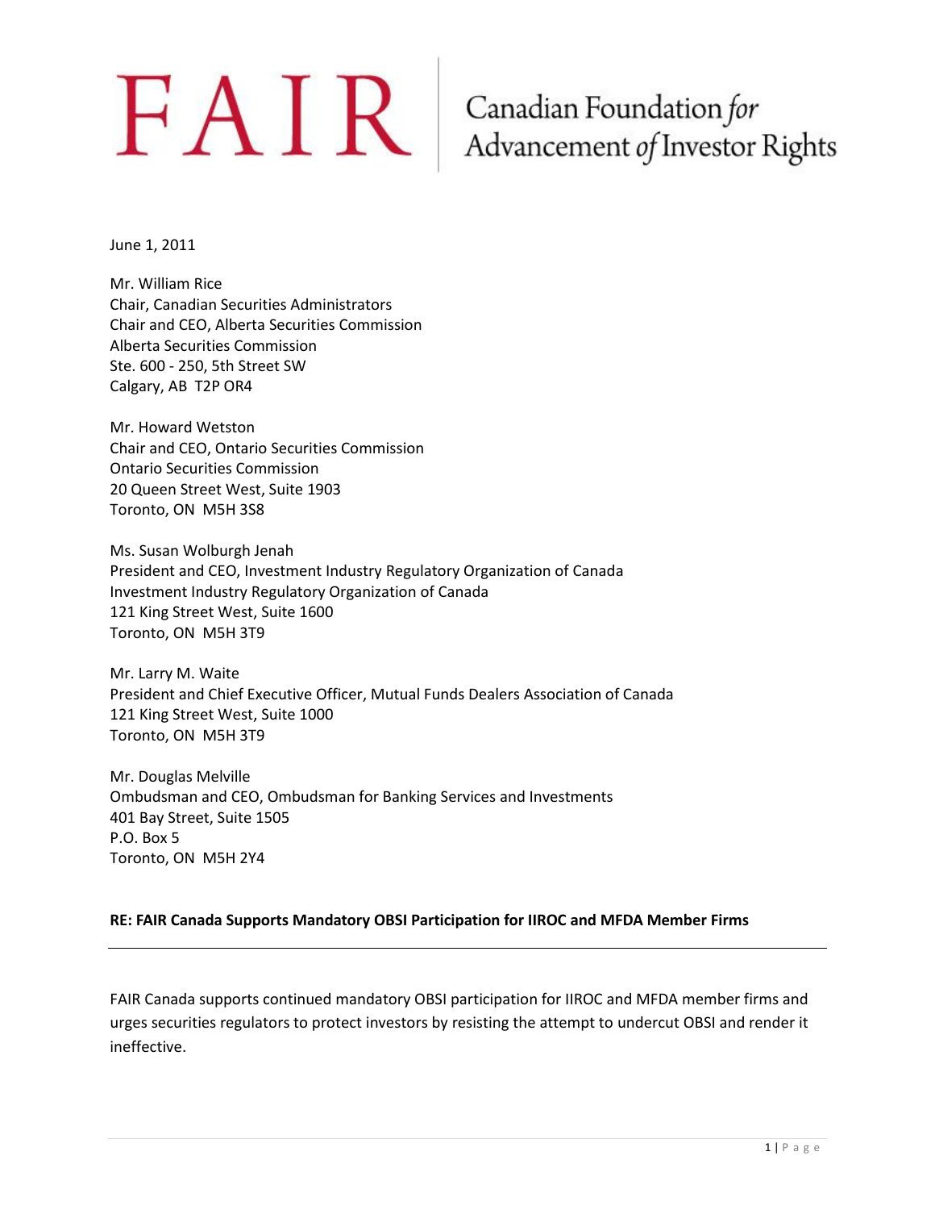# FAIR Canadian Foundation *for* Advancement *of* Investor Rights

June 1, 2011

Mr. William Rice
Chair, Canadian Securities Administrators
Chair and CEO, Alberta Securities Commission
Alberta Securities Commission
Ste. 600 - 250, 5th Street SW
Calgary, AB T2P OR4

Mr. Howard Wetston
Chair and CEO, Ontario Securities Commission
Ontario Securities Commission
20 Queen Street West, Suite 1903
Toronto, ON M5H 3S8

Ms. Susan Wolburgh Jenah
President and CEO, Investment Industry Regulatory Organization of Canada
Investment Industry Regulatory Organization of Canada
121 King Street West, Suite 1600
Toronto, ON M5H 3T9

Mr. Larry M. Waite
President and Chief Executive Officer, Mutual Funds Dealers Association of Canada
121 King Street West, Suite 1000
Toronto, ON M5H 3T9

Mr. Douglas Melville
Ombudsman and CEO, Ombudsman for Banking Services and Investments
401 Bay Street, Suite 1505
P.O. Box 5
Toronto, ON M5H 2Y4

**RE: FAIR Canada Supports Mandatory OBSI Participation for IIROC and MFDA Member Firms**

---

FAIR Canada supports continued mandatory OBSI participation for IIROC and MFDA member firms and urges securities regulators to protect investors by resisting the attempt to undercut OBSI and render it ineffective.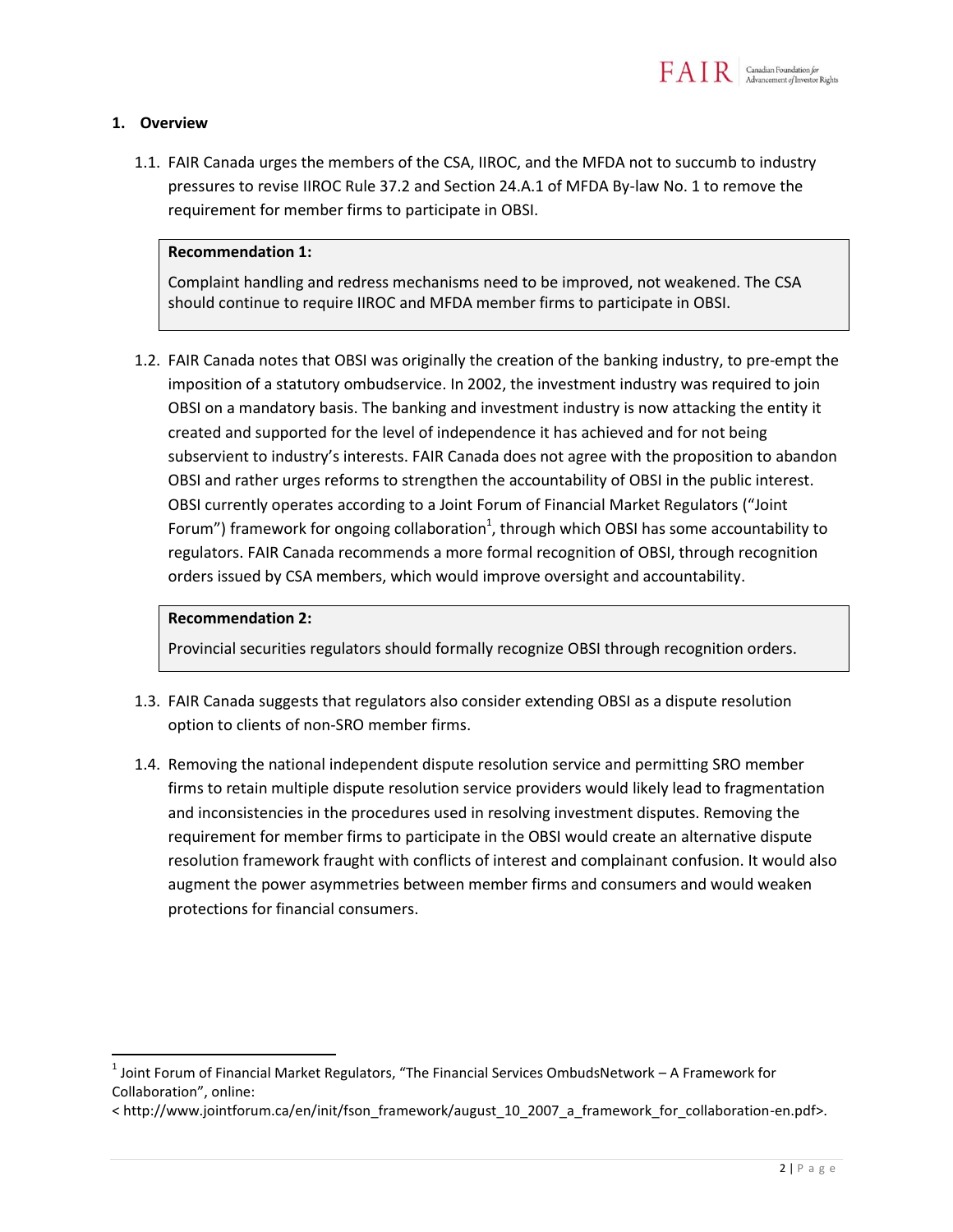## 1. Overview

1.1. FAIR Canada urges the members of the CSA, IIROC, and the MFDA not to succumb to industry pressures to revise IIROC Rule 37.2 and Section 24.A.1 of MFDA By-law No. 1 to remove the requirement for member firms to participate in OBSI.

> **Recommendation 1:**
>
> Complaint handling and redress mechanisms need to be improved, not weakened. The CSA should continue to require IIROC and MFDA member firms to participate in OBSI.

1.2. FAIR Canada notes that OBSI was originally the creation of the banking industry, to pre-empt the imposition of a statutory ombudservice. In 2002, the investment industry was required to join OBSI on a mandatory basis. The banking and investment industry is now attacking the entity it created and supported for the level of independence it has achieved and for not being subservient to industry's interests. FAIR Canada does not agree with the proposition to abandon OBSI and rather urges reforms to strengthen the accountability of OBSI in the public interest. OBSI currently operates according to a Joint Forum of Financial Market Regulators ("Joint Forum") framework for ongoing collaboration[1], through which OBSI has some accountability to regulators. FAIR Canada recommends a more formal recognition of OBSI, through recognition orders issued by CSA members, which would improve oversight and accountability.

> **Recommendation 2:**
>
> Provincial securities regulators should formally recognize OBSI through recognition orders.

1.3. FAIR Canada suggests that regulators also consider extending OBSI as a dispute resolution option to clients of non-SRO member firms.

1.4. Removing the national independent dispute resolution service and permitting SRO member firms to retain multiple dispute resolution service providers would likely lead to fragmentation and inconsistencies in the procedures used in resolving investment disputes. Removing the requirement for member firms to participate in the OBSI would create an alternative dispute resolution framework fraught with conflicts of interest and complainant confusion. It would also augment the power asymmetries between member firms and consumers and would weaken protections for financial consumers.

---

[1] Joint Forum of Financial Market Regulators, "The Financial Services OmbudsNetwork – A Framework for Collaboration", online:
< http://www.jointforum.ca/en/init/fson_framework/august_10_2007_a_framework_for_collaboration-en.pdf>.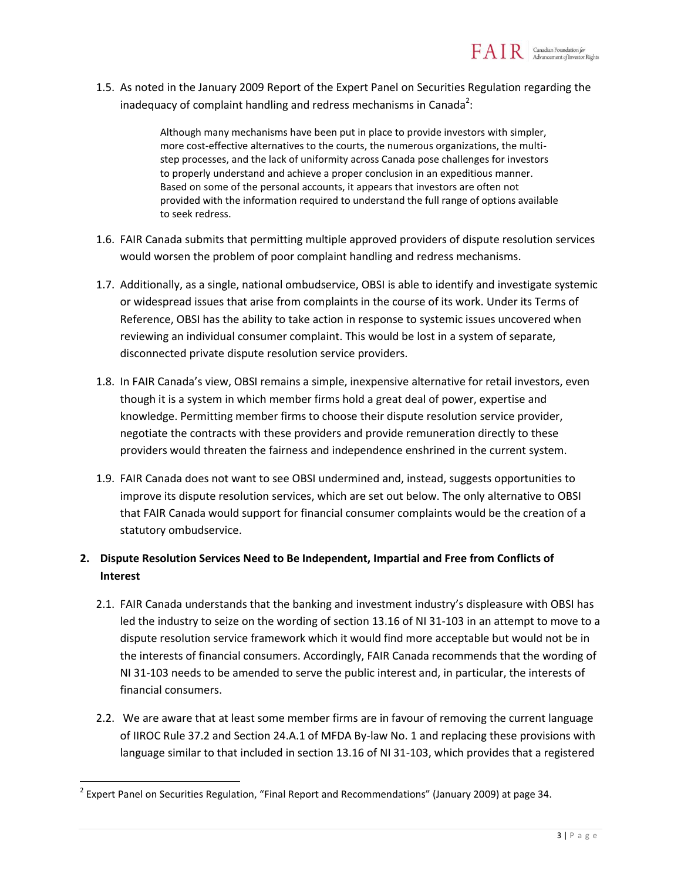1.5. As noted in the January 2009 Report of the Expert Panel on Securities Regulation regarding the inadequacy of complaint handling and redress mechanisms in Canada[2]:

> Although many mechanisms have been put in place to provide investors with simpler, more cost-effective alternatives to the courts, the numerous organizations, the multi-step processes, and the lack of uniformity across Canada pose challenges for investors to properly understand and achieve a proper conclusion in an expeditious manner. Based on some of the personal accounts, it appears that investors are often not provided with the information required to understand the full range of options available to seek redress.

1.6. FAIR Canada submits that permitting multiple approved providers of dispute resolution services would worsen the problem of poor complaint handling and redress mechanisms.

1.7. Additionally, as a single, national ombudservice, OBSI is able to identify and investigate systemic or widespread issues that arise from complaints in the course of its work. Under its Terms of Reference, OBSI has the ability to take action in response to systemic issues uncovered when reviewing an individual consumer complaint. This would be lost in a system of separate, disconnected private dispute resolution service providers.

1.8. In FAIR Canada's view, OBSI remains a simple, inexpensive alternative for retail investors, even though it is a system in which member firms hold a great deal of power, expertise and knowledge. Permitting member firms to choose their dispute resolution service provider, negotiate the contracts with these providers and provide remuneration directly to these providers would threaten the fairness and independence enshrined in the current system.

1.9. FAIR Canada does not want to see OBSI undermined and, instead, suggests opportunities to improve its dispute resolution services, which are set out below. The only alternative to OBSI that FAIR Canada would support for financial consumer complaints would be the creation of a statutory ombudservice.

## 2. Dispute Resolution Services Need to Be Independent, Impartial and Free from Conflicts of Interest

2.1. FAIR Canada understands that the banking and investment industry's displeasure with OBSI has led the industry to seize on the wording of section 13.16 of NI 31-103 in an attempt to move to a dispute resolution service framework which it would find more acceptable but would not be in the interests of financial consumers. Accordingly, FAIR Canada recommends that the wording of NI 31-103 needs to be amended to serve the public interest and, in particular, the interests of financial consumers.

2.2. We are aware that at least some member firms are in favour of removing the current language of IIROC Rule 37.2 and Section 24.A.1 of MFDA By-law No. 1 and replacing these provisions with language similar to that included in section 13.16 of NI 31-103, which provides that a registered

---

[2] Expert Panel on Securities Regulation, "Final Report and Recommendations" (January 2009) at page 34.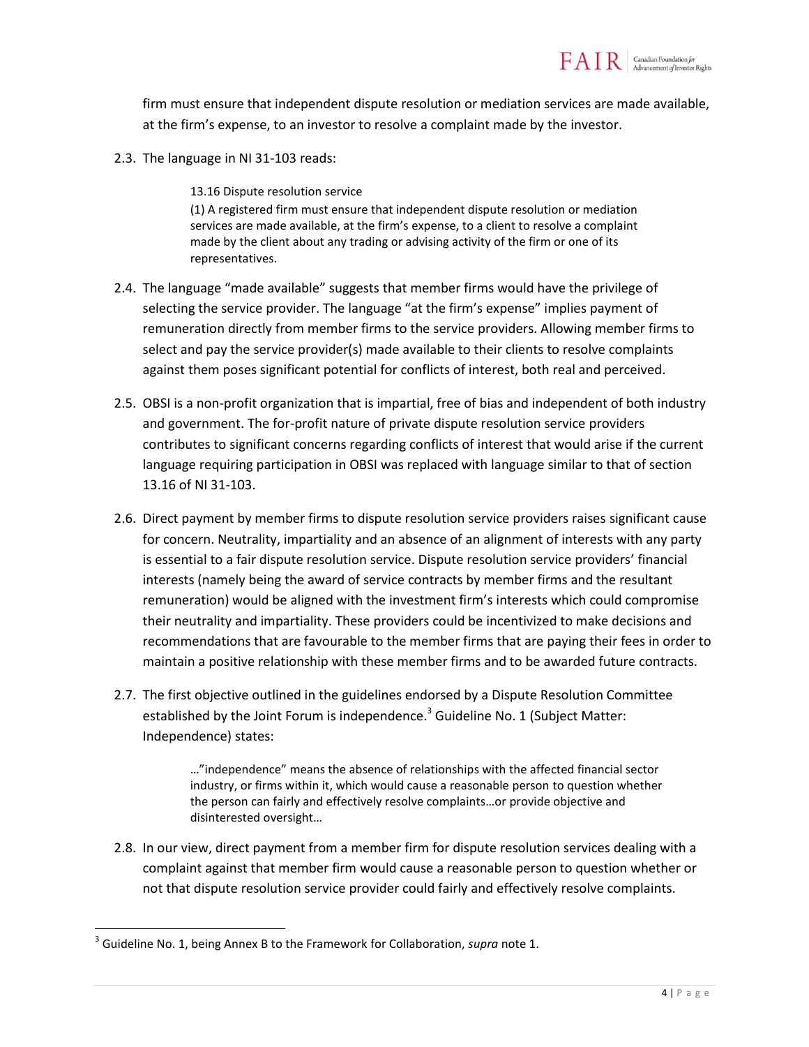firm must ensure that independent dispute resolution or mediation services are made available, at the firm's expense, to an investor to resolve a complaint made by the investor.

2.3. The language in NI 31-103 reads:

> 13.16 Dispute resolution service
> (1) A registered firm must ensure that independent dispute resolution or mediation services are made available, at the firm's expense, to a client to resolve a complaint made by the client about any trading or advising activity of the firm or one of its representatives.

2.4. The language "made available" suggests that member firms would have the privilege of selecting the service provider. The language "at the firm's expense" implies payment of remuneration directly from member firms to the service providers. Allowing member firms to select and pay the service provider(s) made available to their clients to resolve complaints against them poses significant potential for conflicts of interest, both real and perceived.

2.5. OBSI is a non-profit organization that is impartial, free of bias and independent of both industry and government. The for-profit nature of private dispute resolution service providers contributes to significant concerns regarding conflicts of interest that would arise if the current language requiring participation in OBSI was replaced with language similar to that of section 13.16 of NI 31-103.

2.6. Direct payment by member firms to dispute resolution service providers raises significant cause for concern. Neutrality, impartiality and an absence of an alignment of interests with any party is essential to a fair dispute resolution service. Dispute resolution service providers' financial interests (namely being the award of service contracts by member firms and the resultant remuneration) would be aligned with the investment firm's interests which could compromise their neutrality and impartiality. These providers could be incentivized to make decisions and recommendations that are favourable to the member firms that are paying their fees in order to maintain a positive relationship with these member firms and to be awarded future contracts.

2.7. The first objective outlined in the guidelines endorsed by a Dispute Resolution Committee established by the Joint Forum is independence.[3] Guideline No. 1 (Subject Matter: Independence) states:

> …"independence" means the absence of relationships with the affected financial sector industry, or firms within it, which would cause a reasonable person to question whether the person can fairly and effectively resolve complaints…or provide objective and disinterested oversight…

2.8. In our view, direct payment from a member firm for dispute resolution services dealing with a complaint against that member firm would cause a reasonable person to question whether or not that dispute resolution service provider could fairly and effectively resolve complaints.

[3] Guideline No. 1, being Annex B to the Framework for Collaboration, *supra* note 1.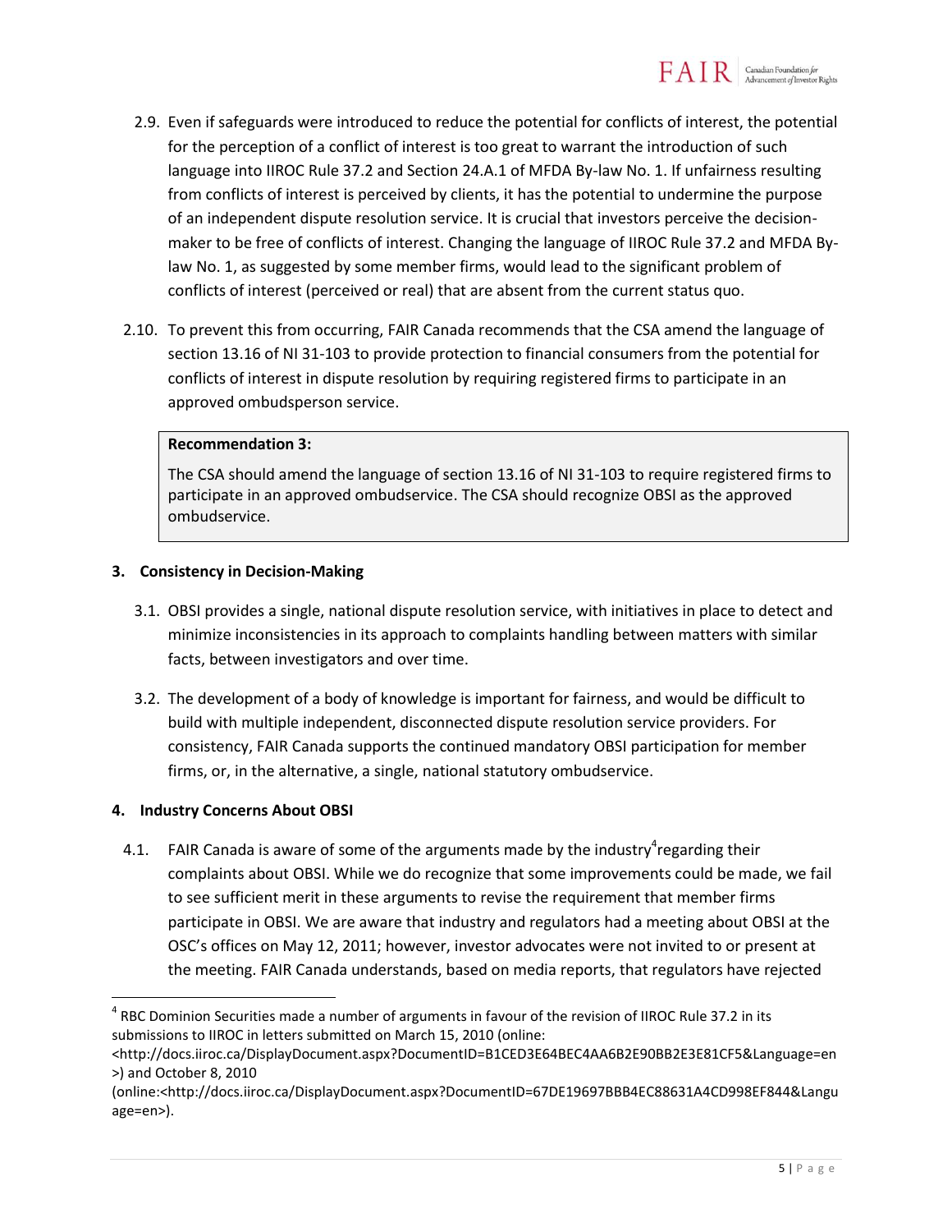2.9. Even if safeguards were introduced to reduce the potential for conflicts of interest, the potential for the perception of a conflict of interest is too great to warrant the introduction of such language into IIROC Rule 37.2 and Section 24.A.1 of MFDA By-law No. 1. If unfairness resulting from conflicts of interest is perceived by clients, it has the potential to undermine the purpose of an independent dispute resolution service. It is crucial that investors perceive the decision-maker to be free of conflicts of interest. Changing the language of IIROC Rule 37.2 and MFDA By-law No. 1, as suggested by some member firms, would lead to the significant problem of conflicts of interest (perceived or real) that are absent from the current status quo.

2.10. To prevent this from occurring, FAIR Canada recommends that the CSA amend the language of section 13.16 of NI 31-103 to provide protection to financial consumers from the potential for conflicts of interest in dispute resolution by requiring registered firms to participate in an approved ombudsperson service.

> **Recommendation 3:**
>
> The CSA should amend the language of section 13.16 of NI 31-103 to require registered firms to participate in an approved ombudservice. The CSA should recognize OBSI as the approved ombudservice.

**3. Consistency in Decision-Making**

3.1. OBSI provides a single, national dispute resolution service, with initiatives in place to detect and minimize inconsistencies in its approach to complaints handling between matters with similar facts, between investigators and over time.

3.2. The development of a body of knowledge is important for fairness, and would be difficult to build with multiple independent, disconnected dispute resolution service providers. For consistency, FAIR Canada supports the continued mandatory OBSI participation for member firms, or, in the alternative, a single, national statutory ombudservice.

**4. Industry Concerns About OBSI**

4.1. FAIR Canada is aware of some of the arguments made by the industry[4] regarding their complaints about OBSI. While we do recognize that some improvements could be made, we fail to see sufficient merit in these arguments to revise the requirement that member firms participate in OBSI. We are aware that industry and regulators had a meeting about OBSI at the OSC's offices on May 12, 2011; however, investor advocates were not invited to or present at the meeting. FAIR Canada understands, based on media reports, that regulators have rejected

---

[4] RBC Dominion Securities made a number of arguments in favour of the revision of IIROC Rule 37.2 in its submissions to IIROC in letters submitted on March 15, 2010 (online: <http://docs.iiroc.ca/DisplayDocument.aspx?DocumentID=B1CED3E64BEC4AA6B2E90BB2E3E81CF5&Language=en>) and October 8, 2010 (online:<http://docs.iiroc.ca/DisplayDocument.aspx?DocumentID=67DE19697BBB4EC88631A4CD998EF844&Language=en>).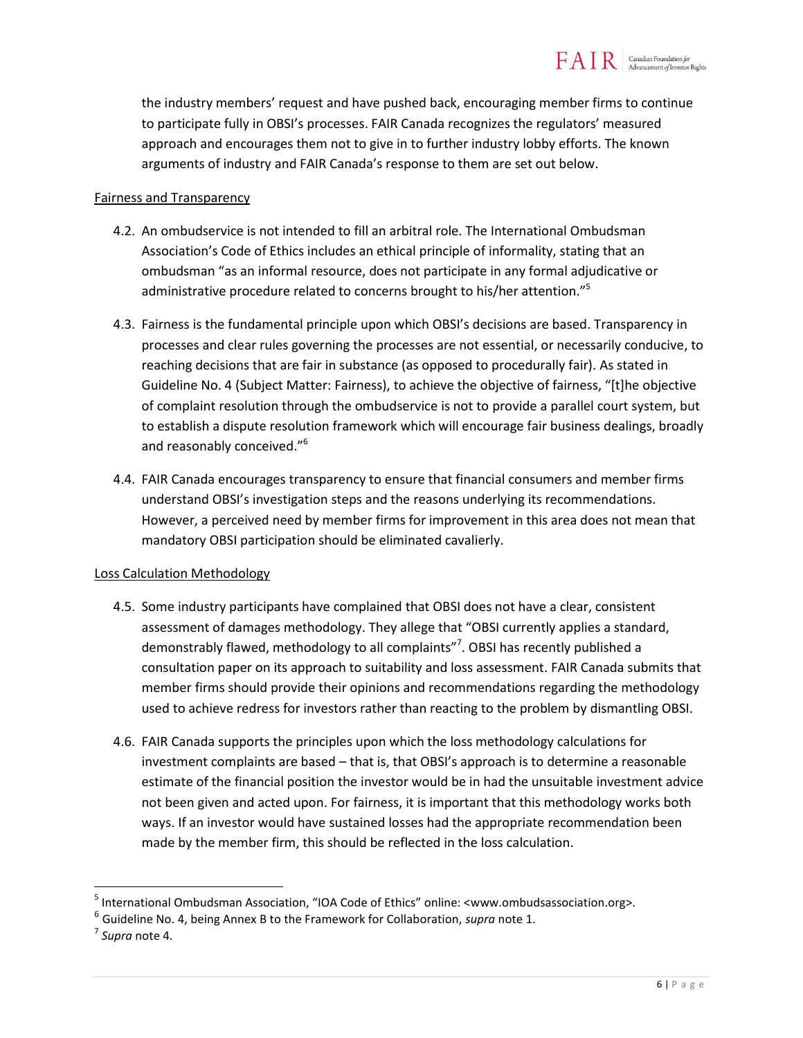the industry members' request and have pushed back, encouraging member firms to continue to participate fully in OBSI's processes. FAIR Canada recognizes the regulators' measured approach and encourages them not to give in to further industry lobby efforts. The known arguments of industry and FAIR Canada's response to them are set out below.

<u>Fairness and Transparency</u>

4.2. An ombudservice is not intended to fill an arbitral role. The International Ombudsman Association's Code of Ethics includes an ethical principle of informality, stating that an ombudsman "as an informal resource, does not participate in any formal adjudicative or administrative procedure related to concerns brought to his/her attention."[5]

4.3. Fairness is the fundamental principle upon which OBSI's decisions are based. Transparency in processes and clear rules governing the processes are not essential, or necessarily conducive, to reaching decisions that are fair in substance (as opposed to procedurally fair). As stated in Guideline No. 4 (Subject Matter: Fairness), to achieve the objective of fairness, "[t]he objective of complaint resolution through the ombudservice is not to provide a parallel court system, but to establish a dispute resolution framework which will encourage fair business dealings, broadly and reasonably conceived."[6]

4.4. FAIR Canada encourages transparency to ensure that financial consumers and member firms understand OBSI's investigation steps and the reasons underlying its recommendations. However, a perceived need by member firms for improvement in this area does not mean that mandatory OBSI participation should be eliminated cavalierly.

<u>Loss Calculation Methodology</u>

4.5. Some industry participants have complained that OBSI does not have a clear, consistent assessment of damages methodology. They allege that "OBSI currently applies a standard, demonstrably flawed, methodology to all complaints"[7]. OBSI has recently published a consultation paper on its approach to suitability and loss assessment. FAIR Canada submits that member firms should provide their opinions and recommendations regarding the methodology used to achieve redress for investors rather than reacting to the problem by dismantling OBSI.

4.6. FAIR Canada supports the principles upon which the loss methodology calculations for investment complaints are based – that is, that OBSI's approach is to determine a reasonable estimate of the financial position the investor would be in had the unsuitable investment advice not been given and acted upon. For fairness, it is important that this methodology works both ways. If an investor would have sustained losses had the appropriate recommendation been made by the member firm, this should be reflected in the loss calculation.

---

[5] International Ombudsman Association, "IOA Code of Ethics" online: <www.ombudsassociation.org>.

[6] Guideline No. 4, being Annex B to the Framework for Collaboration, *supra* note 1.

[7] *Supra* note 4.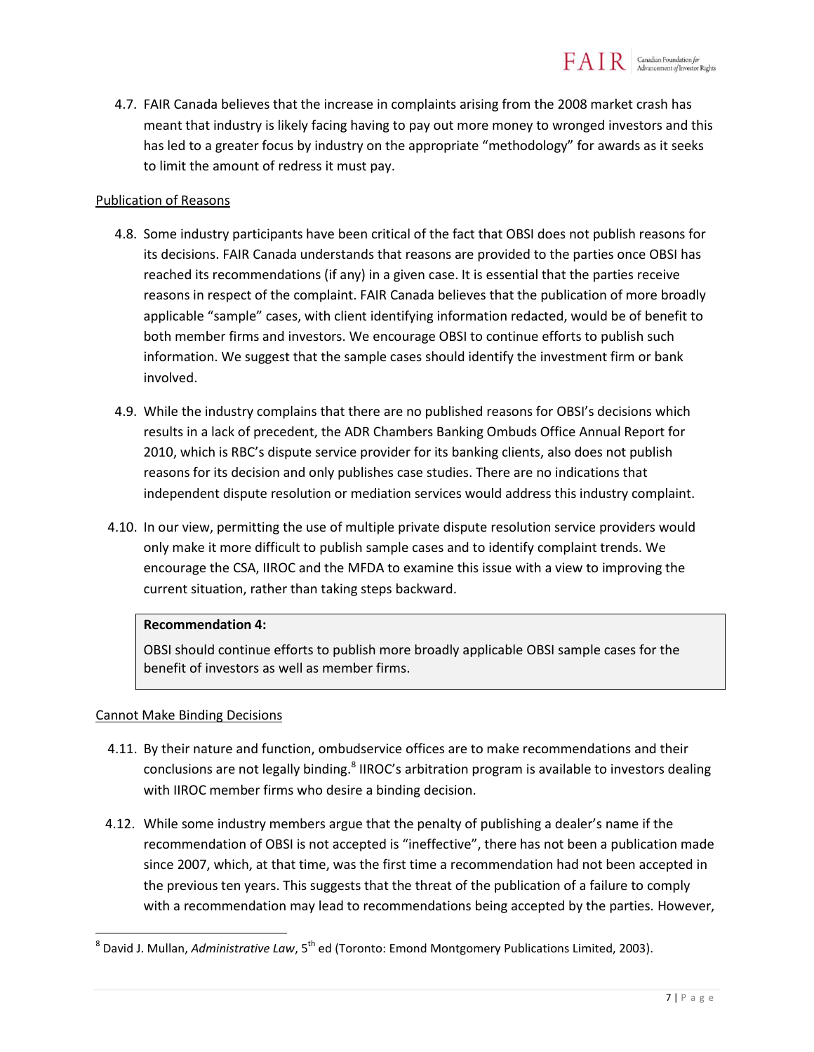4.7. FAIR Canada believes that the increase in complaints arising from the 2008 market crash has meant that industry is likely facing having to pay out more money to wronged investors and this has led to a greater focus by industry on the appropriate "methodology" for awards as it seeks to limit the amount of redress it must pay.

<u>Publication of Reasons</u>

4.8. Some industry participants have been critical of the fact that OBSI does not publish reasons for its decisions. FAIR Canada understands that reasons are provided to the parties once OBSI has reached its recommendations (if any) in a given case. It is essential that the parties receive reasons in respect of the complaint. FAIR Canada believes that the publication of more broadly applicable "sample" cases, with client identifying information redacted, would be of benefit to both member firms and investors. We encourage OBSI to continue efforts to publish such information. We suggest that the sample cases should identify the investment firm or bank involved.

4.9. While the industry complains that there are no published reasons for OBSI's decisions which results in a lack of precedent, the ADR Chambers Banking Ombuds Office Annual Report for 2010, which is RBC's dispute service provider for its banking clients, also does not publish reasons for its decision and only publishes case studies. There are no indications that independent dispute resolution or mediation services would address this industry complaint.

4.10. In our view, permitting the use of multiple private dispute resolution service providers would only make it more difficult to publish sample cases and to identify complaint trends. We encourage the CSA, IIROC and the MFDA to examine this issue with a view to improving the current situation, rather than taking steps backward.

> **Recommendation 4:**
>
> OBSI should continue efforts to publish more broadly applicable OBSI sample cases for the benefit of investors as well as member firms.

<u>Cannot Make Binding Decisions</u>

4.11. By their nature and function, ombudservice offices are to make recommendations and their conclusions are not legally binding.[8] IIROC's arbitration program is available to investors dealing with IIROC member firms who desire a binding decision.

4.12. While some industry members argue that the penalty of publishing a dealer's name if the recommendation of OBSI is not accepted is "ineffective", there has not been a publication made since 2007, which, at that time, was the first time a recommendation had not been accepted in the previous ten years. This suggests that the threat of the publication of a failure to comply with a recommendation may lead to recommendations being accepted by the parties. However,

[8] David J. Mullan, *Administrative Law*, 5th ed (Toronto: Emond Montgomery Publications Limited, 2003).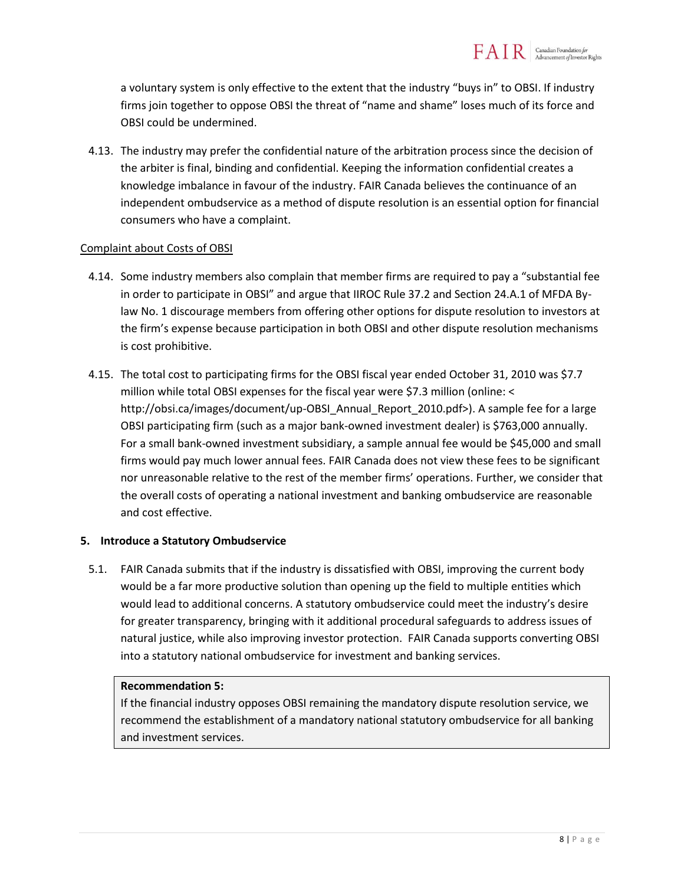a voluntary system is only effective to the extent that the industry "buys in" to OBSI. If industry firms join together to oppose OBSI the threat of "name and shame" loses much of its force and OBSI could be undermined.

4.13. The industry may prefer the confidential nature of the arbitration process since the decision of the arbiter is final, binding and confidential. Keeping the information confidential creates a knowledge imbalance in favour of the industry. FAIR Canada believes the continuance of an independent ombudservice as a method of dispute resolution is an essential option for financial consumers who have a complaint.

<u>Complaint about Costs of OBSI</u>

4.14. Some industry members also complain that member firms are required to pay a "substantial fee in order to participate in OBSI" and argue that IIROC Rule 37.2 and Section 24.A.1 of MFDA By-law No. 1 discourage members from offering other options for dispute resolution to investors at the firm's expense because participation in both OBSI and other dispute resolution mechanisms is cost prohibitive.

4.15. The total cost to participating firms for the OBSI fiscal year ended October 31, 2010 was $7.7 million while total OBSI expenses for the fiscal year were $7.3 million (online: < http://obsi.ca/images/document/up-OBSI_Annual_Report_2010.pdf>). A sample fee for a large OBSI participating firm (such as a major bank-owned investment dealer) is $763,000 annually. For a small bank-owned investment subsidiary, a sample annual fee would be $45,000 and small firms would pay much lower annual fees. FAIR Canada does not view these fees to be significant nor unreasonable relative to the rest of the member firms' operations. Further, we consider that the overall costs of operating a national investment and banking ombudservice are reasonable and cost effective.

## 5. Introduce a Statutory Ombudservice

5.1. FAIR Canada submits that if the industry is dissatisfied with OBSI, improving the current body would be a far more productive solution than opening up the field to multiple entities which would lead to additional concerns. A statutory ombudservice could meet the industry's desire for greater transparency, bringing with it additional procedural safeguards to address issues of natural justice, while also improving investor protection. FAIR Canada supports converting OBSI into a statutory national ombudservice for investment and banking services.

> **Recommendation 5:**
> If the financial industry opposes OBSI remaining the mandatory dispute resolution service, we recommend the establishment of a mandatory national statutory ombudservice for all banking and investment services.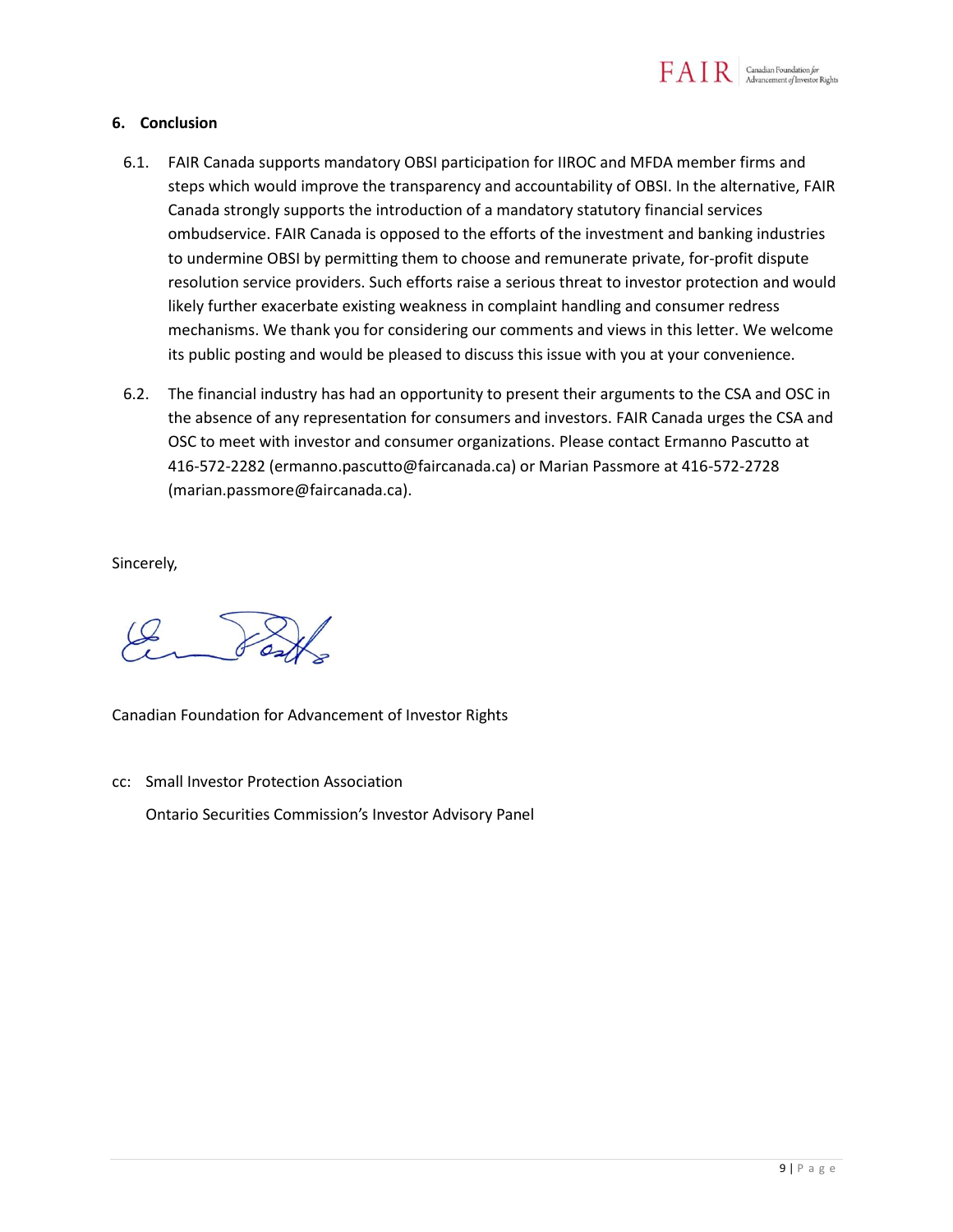## 6. Conclusion

6.1. FAIR Canada supports mandatory OBSI participation for IIROC and MFDA member firms and steps which would improve the transparency and accountability of OBSI. In the alternative, FAIR Canada strongly supports the introduction of a mandatory statutory financial services ombudservice. FAIR Canada is opposed to the efforts of the investment and banking industries to undermine OBSI by permitting them to choose and remunerate private, for-profit dispute resolution service providers. Such efforts raise a serious threat to investor protection and would likely further exacerbate existing weakness in complaint handling and consumer redress mechanisms. We thank you for considering our comments and views in this letter. We welcome its public posting and would be pleased to discuss this issue with you at your convenience.

6.2. The financial industry has had an opportunity to present their arguments to the CSA and OSC in the absence of any representation for consumers and investors. FAIR Canada urges the CSA and OSC to meet with investor and consumer organizations. Please contact Ermanno Pascutto at 416-572-2282 (ermanno.pascutto@faircanada.ca) or Marian Passmore at 416-572-2728 (marian.passmore@faircanada.ca).

Sincerely,

Canadian Foundation for Advancement of Investor Rights

cc: Small Investor Protection Association

Ontario Securities Commission's Investor Advisory Panel